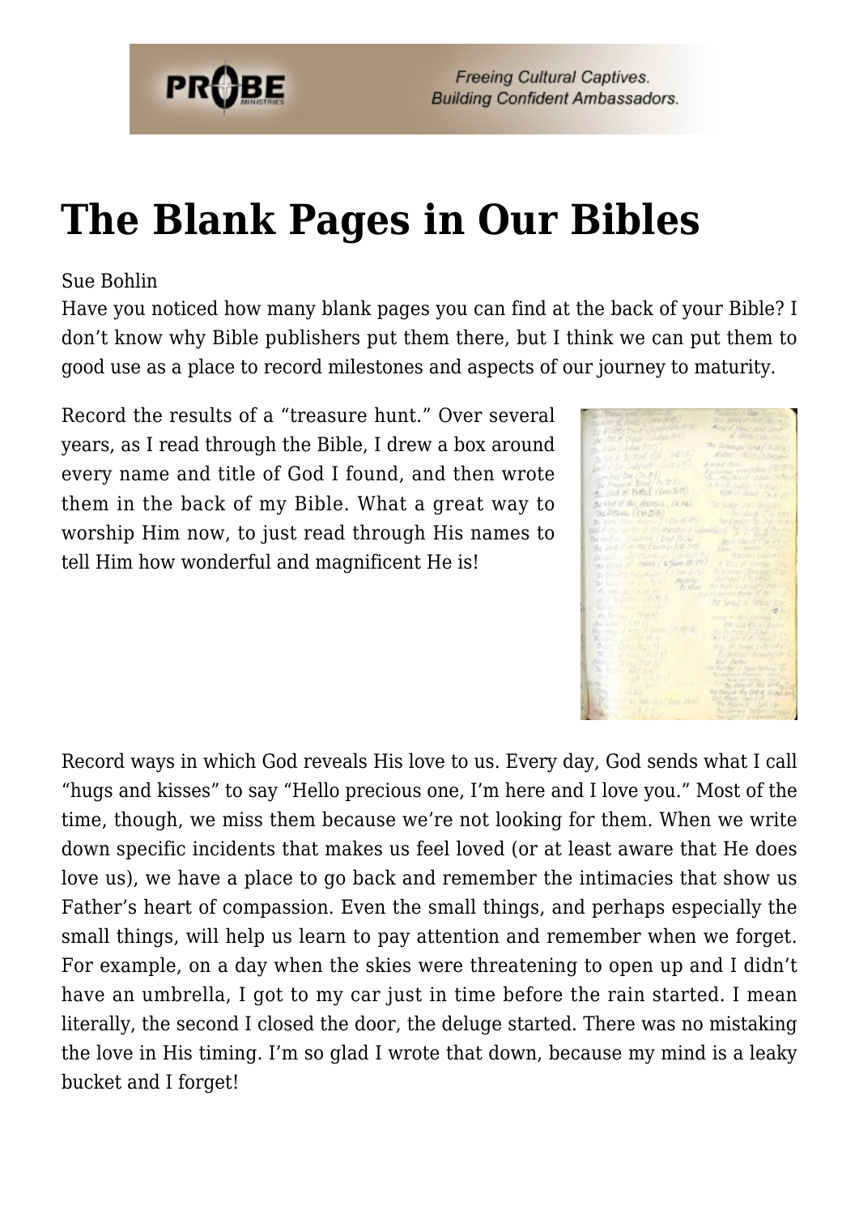# The Blank Pages in Our Bibles

Sue Bohlin

Have you noticed how many blank pages you can find at the back of your Bible? I don't know why Bible publishers put them there, but I think we can put them to good use as a place to record milestones and aspects of our journey to maturity.

Record the results of a "treasure hunt." Over several years, as I read through the Bible, I drew a box around every name and title of God I found, and then wrote them in the back of my Bible. What a great way to worship Him now, to just read through His names to tell Him how wonderful and magnificent He is!

Record ways in which God reveals His love to us. Every day, God sends what I call "hugs and kisses" to say "Hello precious one, I'm here and I love you." Most of the time, though, we miss them because we're not looking for them. When we write down specific incidents that makes us feel loved (or at least aware that He does love us), we have a place to go back and remember the intimacies that show us Father's heart of compassion. Even the small things, and perhaps especially the small things, will help us learn to pay attention and remember when we forget. For example, on a day when the skies were threatening to open up and I didn't have an umbrella, I got to my car just in time before the rain started. I mean literally, the second I closed the door, the deluge started. There was no mistaking the love in His timing. I'm so glad I wrote that down, because my mind is a leaky bucket and I forget!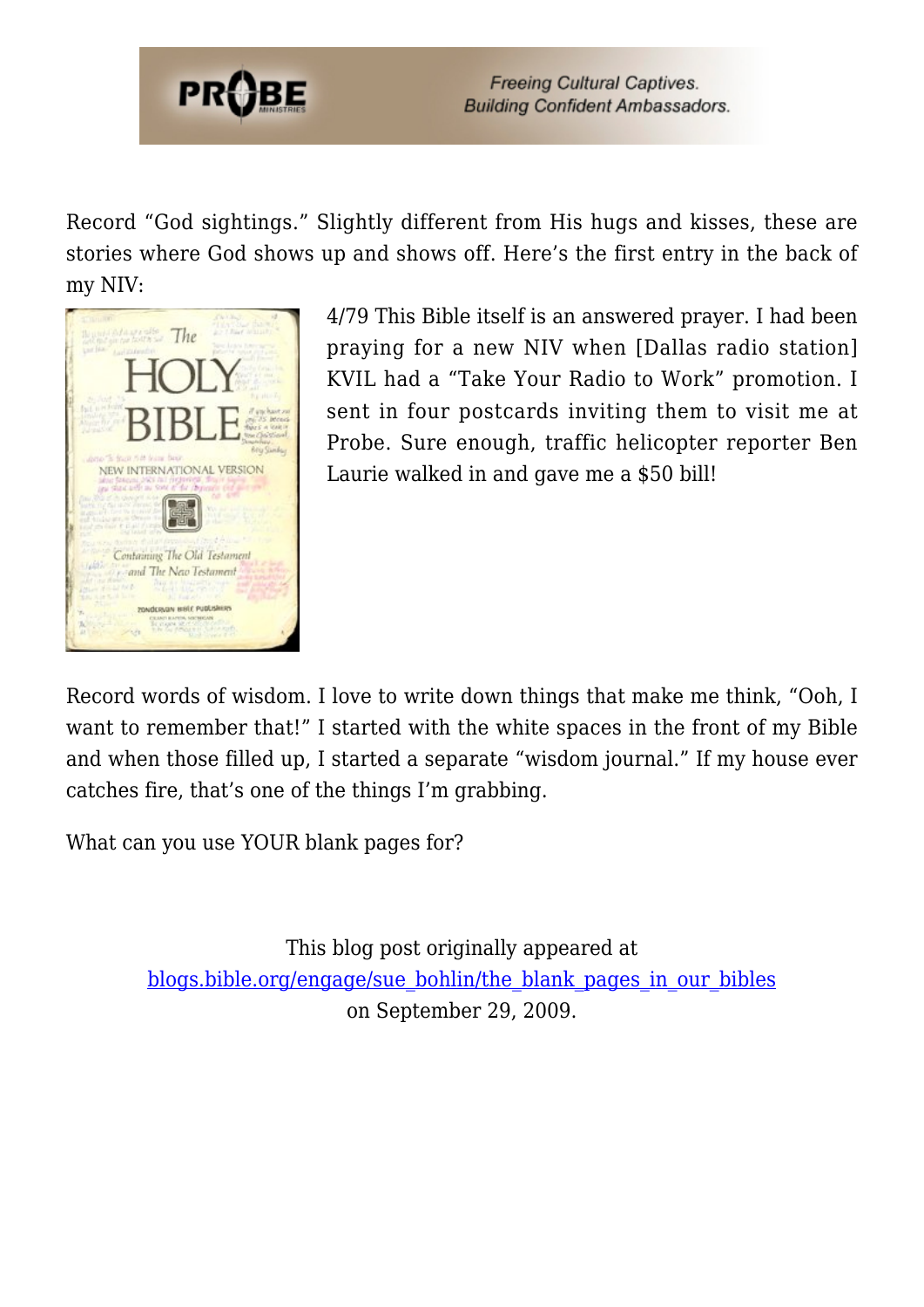Record "God sightings." Slightly different from His hugs and kisses, these are stories where God shows up and shows off. Here's the first entry in the back of my NIV:

4/79 This Bible itself is an answered prayer. I had been praying for a new NIV when [Dallas radio station] KVIL had a "Take Your Radio to Work" promotion. I sent in four postcards inviting them to visit me at Probe. Sure enough, traffic helicopter reporter Ben Laurie walked in and gave me a $50 bill!

Record words of wisdom. I love to write down things that make me think, "Ooh, I want to remember that!" I started with the white spaces in the front of my Bible and when those filled up, I started a separate "wisdom journal." If my house ever catches fire, that's one of the things I'm grabbing.

What can you use YOUR blank pages for?

This blog post originally appeared at
[blogs.bible.org/engage/sue_bohlin/the_blank_pages_in_our_bibles](blogs.bible.org/engage/sue_bohlin/the_blank_pages_in_our_bibles)
on September 29, 2009.